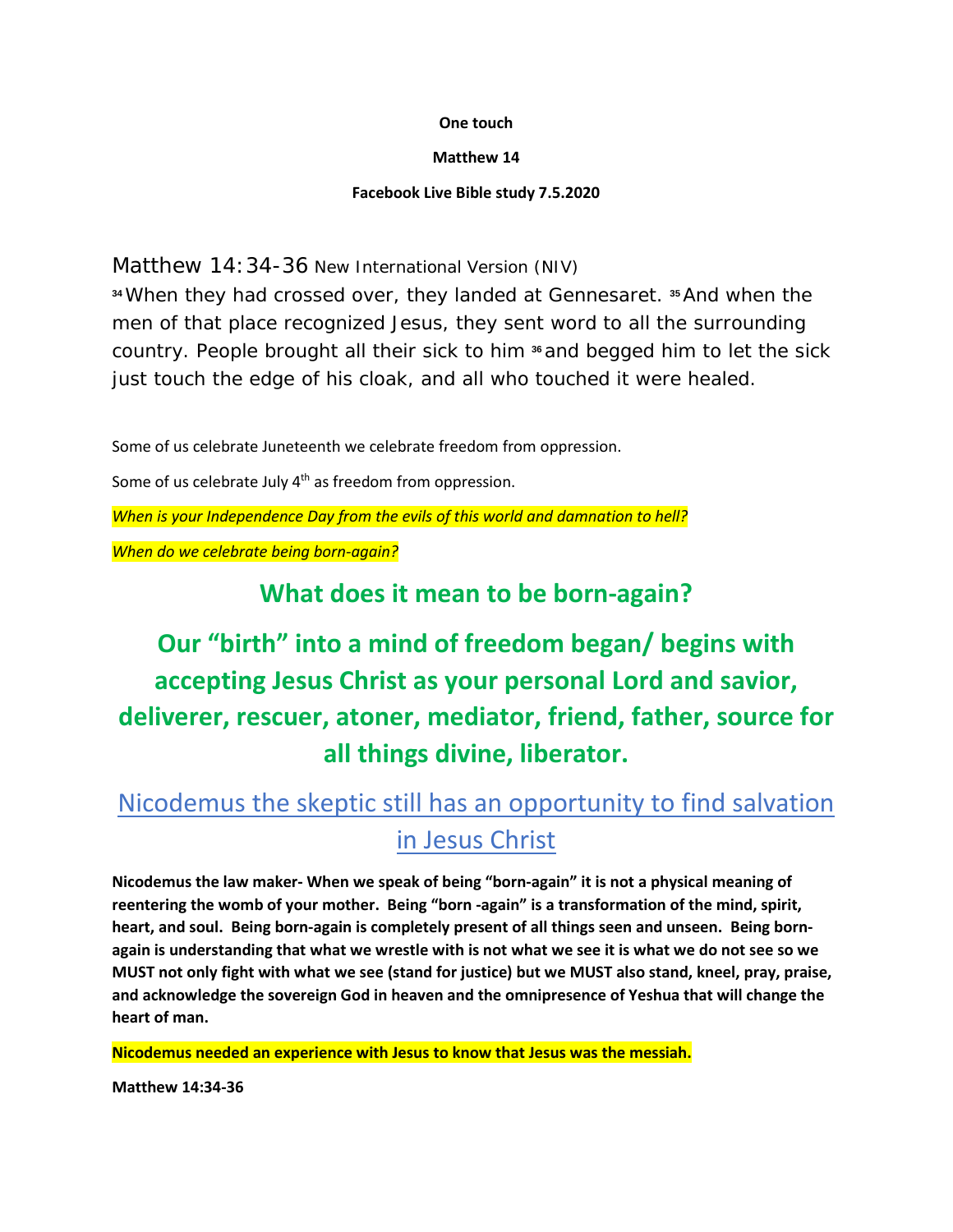**One touch**

**Matthew 14**

**Facebook Live Bible study 7.5.2020**

Matthew 14:34-36 New International Version (NIV)

[34] When they had crossed over, they landed at Gennesaret. [35] And when the men of that place recognized Jesus, they sent word to all the surrounding country. People brought all their sick to him [36] and begged him to let the sick just touch the edge of his cloak, and all who touched it were healed.

Some of us celebrate Juneteenth we celebrate freedom from oppression.

Some of us celebrate July 4th as freedom from oppression.

*When is your Independence Day from the evils of this world and damnation to hell?*

*When do we celebrate being born-again?*

## What does it mean to be born-again?

## Our "birth" into a mind of freedom began/ begins with accepting Jesus Christ as your personal Lord and savior, deliverer, rescuer, atoner, mediator, friend, father, source for all things divine, liberator.

## Nicodemus the skeptic still has an opportunity to find salvation in Jesus Christ

**Nicodemus the law maker- When we speak of being "born-again" it is not a physical meaning of reentering the womb of your mother. Being "born -again" is a transformation of the mind, spirit, heart, and soul. Being born-again is completely present of all things seen and unseen. Being born-again is understanding that what we wrestle with is not what we see it is what we do not see so we MUST not only fight with what we see (stand for justice) but we MUST also stand, kneel, pray, praise, and acknowledge the sovereign God in heaven and the omnipresence of Yeshua that will change the heart of man.**

**Nicodemus needed an experience with Jesus to know that Jesus was the messiah.**

**Matthew 14:34-36**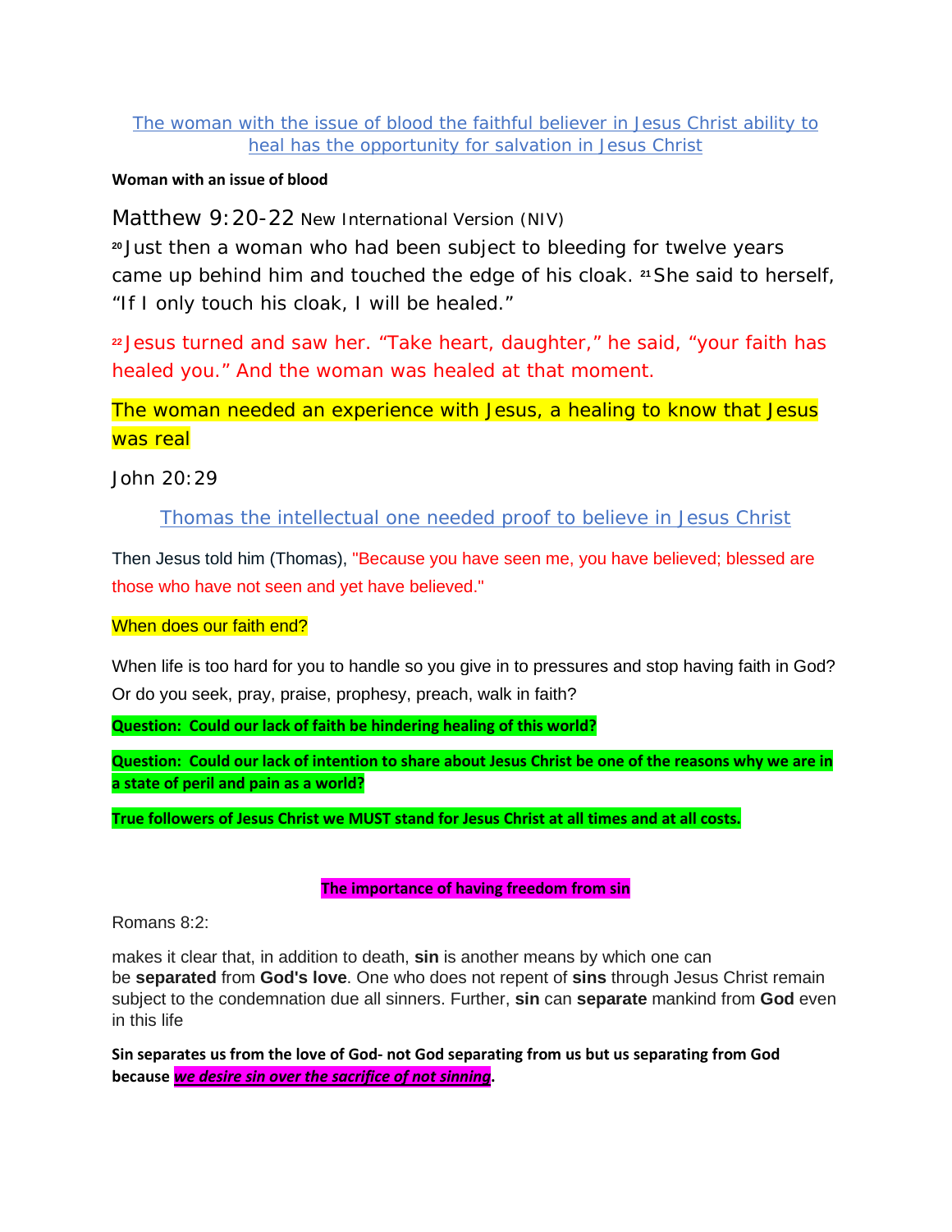The woman with the issue of blood the faithful believer in Jesus Christ ability to heal has the opportunity for salvation in Jesus Christ

**Woman with an issue of blood**

Matthew 9:20-22 New International Version (NIV)

[20] Just then a woman who had been subject to bleeding for twelve years came up behind him and touched the edge of his cloak. [21] She said to herself, "If I only touch his cloak, I will be healed."

[22] Jesus turned and saw her. "Take heart, daughter," he said, "your faith has healed you." And the woman was healed at that moment.

The woman needed an experience with Jesus, a healing to know that Jesus was real

John 20:29

Thomas the intellectual one needed proof to believe in Jesus Christ

Then Jesus told him (Thomas), "Because you have seen me, you have believed; blessed are those who have not seen and yet have believed."

When does our faith end?

When life is too hard for you to handle so you give in to pressures and stop having faith in God? Or do you seek, pray, praise, prophesy, preach, walk in faith?

**Question: Could our lack of faith be hindering healing of this world?**

**Question: Could our lack of intention to share about Jesus Christ be one of the reasons why we are in a state of peril and pain as a world?**

**True followers of Jesus Christ we MUST stand for Jesus Christ at all times and at all costs.**

**The importance of having freedom from sin**

Romans 8:2:

makes it clear that, in addition to death, **sin** is another means by which one can be **separated** from **God's love**. One who does not repent of **sins** through Jesus Christ remain subject to the condemnation due all sinners. Further, **sin** can **separate** mankind from **God** even in this life

**Sin separates us from the love of God- not God separating from us but us separating from God because *we desire sin over the sacrifice of not sinning*.**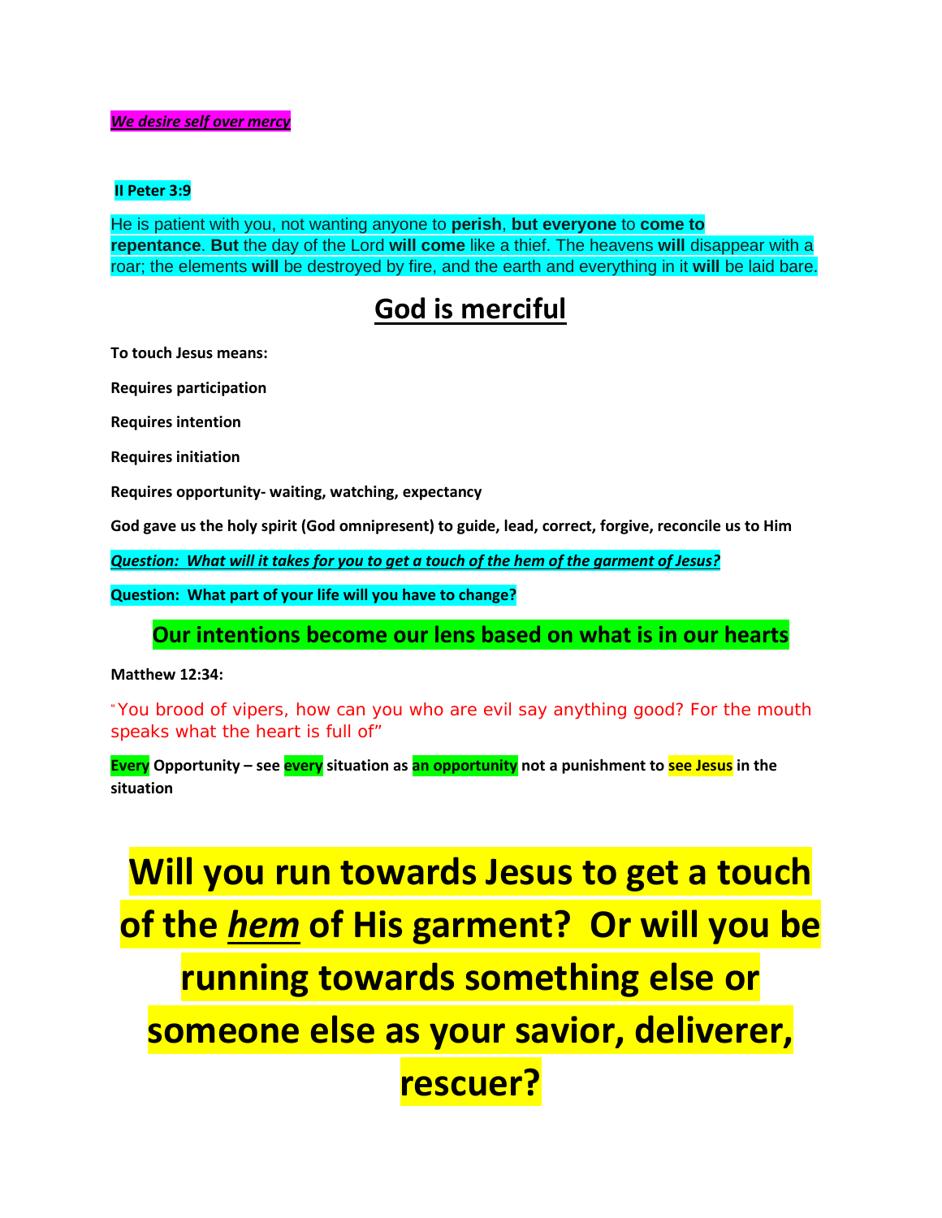***We desire self over mercy***

**II Peter 3:9**

He is patient with you, not wanting anyone to **perish**, **but everyone** to **come to repentance**. **But** the day of the Lord **will come** like a thief. The heavens **will** disappear with a roar; the elements **will** be destroyed by fire, and the earth and everything in it **will** be laid bare.

# God is merciful

**To touch Jesus means:**

**Requires participation**

**Requires intention**

**Requires initiation**

**Requires opportunity- waiting, watching, expectancy**

**God gave us the holy spirit (God omnipresent) to guide, lead, correct, forgive, reconcile us to Him**

***Question: What will it takes for you to get a touch of the hem of the garment of Jesus?***

**Question: What part of your life will you have to change?**

## Our intentions become our lens based on what is in our hearts

**Matthew 12:34:**

"You brood of vipers, how can you who are evil say anything good? For the mouth speaks what the heart is full of"

**Every Opportunity – see every situation as an opportunity not a punishment to see Jesus in the situation**

# Will you run towards Jesus to get a touch of the *hem* of His garment? Or will you be running towards something else or someone else as your savior, deliverer, rescuer?